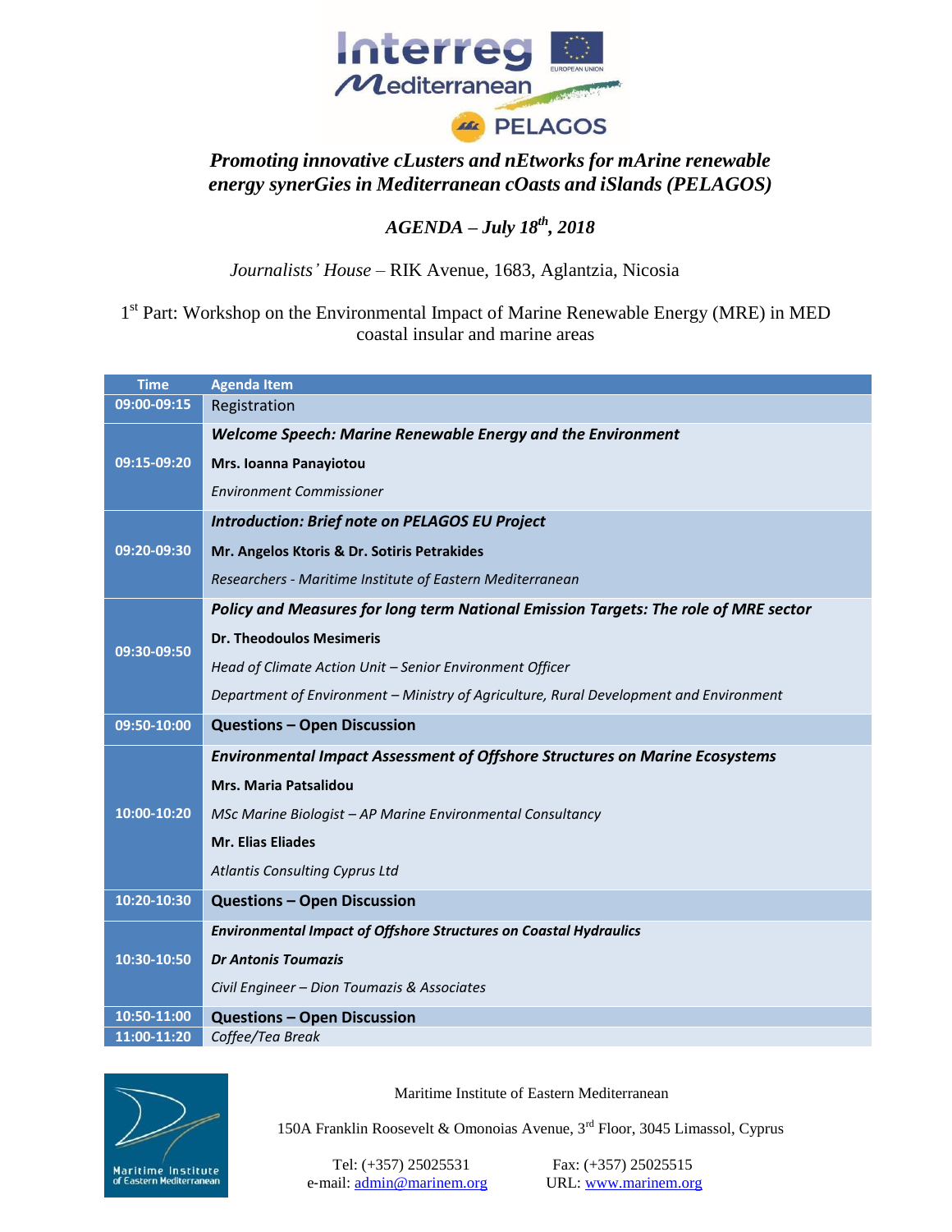Interreg Mediterranean

PELAGOS

***Promoting innovative cLusters and nEtworks for mArine renewable energy synerGies in Mediterranean cOasts and iSlands (PELAGOS)***

***AGENDA – July 18th, 2018***

*Journalists' House* – RIK Avenue, 1683, Aglantzia, Nicosia

1st Part: Workshop on the Environmental Impact of Marine Renewable Energy (MRE) in MED coastal insular and marine areas

| Time | Agenda Item |
|---|---|
| 09:00-09:15 | Registration |
| 09:15-09:20 | ***Welcome Speech: Marine Renewable Energy and the Environment***<br>**Mrs. Ioanna Panayiotou**<br>*Environment Commissioner* |
| 09:20-09:30 | ***Introduction: Brief note on PELAGOS EU Project***<br>**Mr. Angelos Ktoris & Dr. Sotiris Petrakides**<br>*Researchers - Maritime Institute of Eastern Mediterranean* |
| 09:30-09:50 | ***Policy and Measures for long term National Emission Targets: The role of MRE sector***<br>**Dr. Theodoulos Mesimeris**<br>*Head of Climate Action Unit – Senior Environment Officer*<br>*Department of Environment – Ministry of Agriculture, Rural Development and Environment* |
| 09:50-10:00 | **Questions – Open Discussion** |
| 10:00-10:20 | ***Environmental Impact Assessment of Offshore Structures on Marine Ecosystems***<br>**Mrs. Maria Patsalidou**<br>*MSc Marine Biologist – AP Marine Environmental Consultancy*<br>**Mr. Elias Eliades**<br>*Atlantis Consulting Cyprus Ltd* |
| 10:20-10:30 | **Questions – Open Discussion** |
| 10:30-10:50 | ***Environmental Impact of Offshore Structures on Coastal Hydraulics***<br>***Dr Antonis Toumazis***<br>*Civil Engineer – Dion Toumazis & Associates* |
| 10:50-11:00 | **Questions – Open Discussion** |
| 11:00-11:20 | *Coffee/Tea Break* |

Maritime Institute of Eastern Mediterranean

150A Franklin Roosevelt & Omonoias Avenue, 3rd Floor, 3045 Limassol, Cyprus

Tel: (+357) 25025531 Fax: (+357) 25025515
e-mail: admin@marinem.org URL: www.marinem.org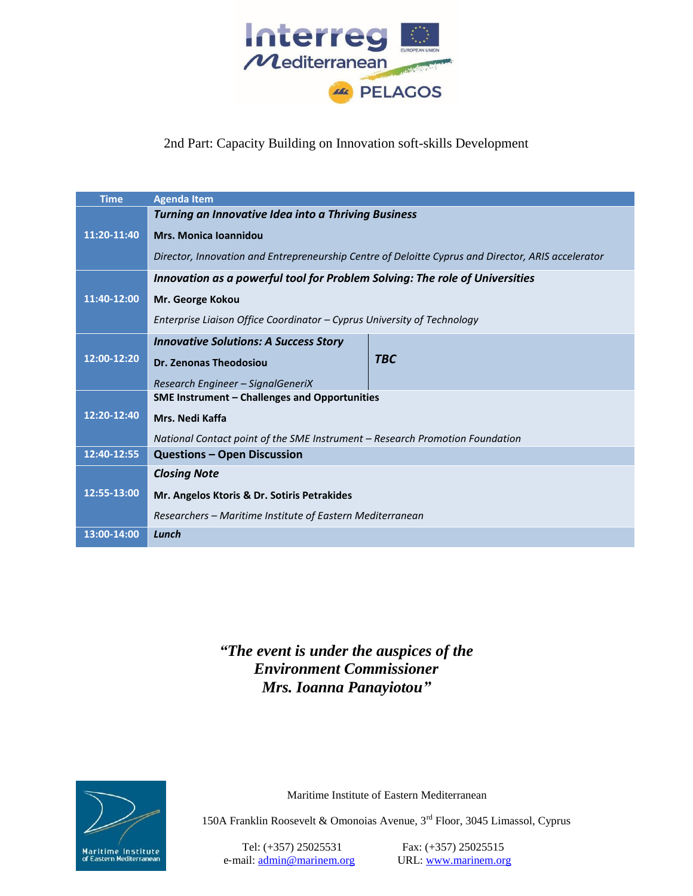2nd Part: Capacity Building on Innovation soft-skills Development

| Time | Agenda Item |
|---|---|
| 11:20-11:40 | ***Turning an Innovative Idea into a Thriving Business*** <br> **Mrs. Monica Ioannidou** <br> *Director, Innovation and Entrepreneurship Centre of Deloitte Cyprus and Director, ARIS accelerator* |
| 11:40-12:00 | ***Innovation as a powerful tool for Problem Solving: The role of Universities*** <br> **Mr. George Kokou** <br> *Enterprise Liaison Office Coordinator – Cyprus University of Technology* |
| 12:00-12:20 | ***Innovative Solutions: A Success Story*** <br> **Dr. Zenonas Theodosiou** <br> *Research Engineer – SignalGeneriX* <br> ***TBC*** |
| 12:20-12:40 | **SME Instrument – Challenges and Opportunities** <br> **Mrs. Nedi Kaffa** <br> *National Contact point of the SME Instrument – Research Promotion Foundation* |
| 12:40-12:55 | **Questions – Open Discussion** |
| 12:55-13:00 | ***Closing Note*** <br> **Mr. Angelos Ktoris & Dr. Sotiris Petrakides** <br> *Researchers – Maritime Institute of Eastern Mediterranean* |
| 13:00-14:00 | ***Lunch*** |

***"The event is under the auspices of the Environment Commissioner Mrs. Ioanna Panayiotou"***

Maritime Institute of Eastern Mediterranean

150A Franklin Roosevelt & Omonoias Avenue, 3rd Floor, 3045 Limassol, Cyprus

Tel: (+357) 25025531 Fax: (+357) 25025515
e-mail: admin@marinem.org URL: www.marinem.org